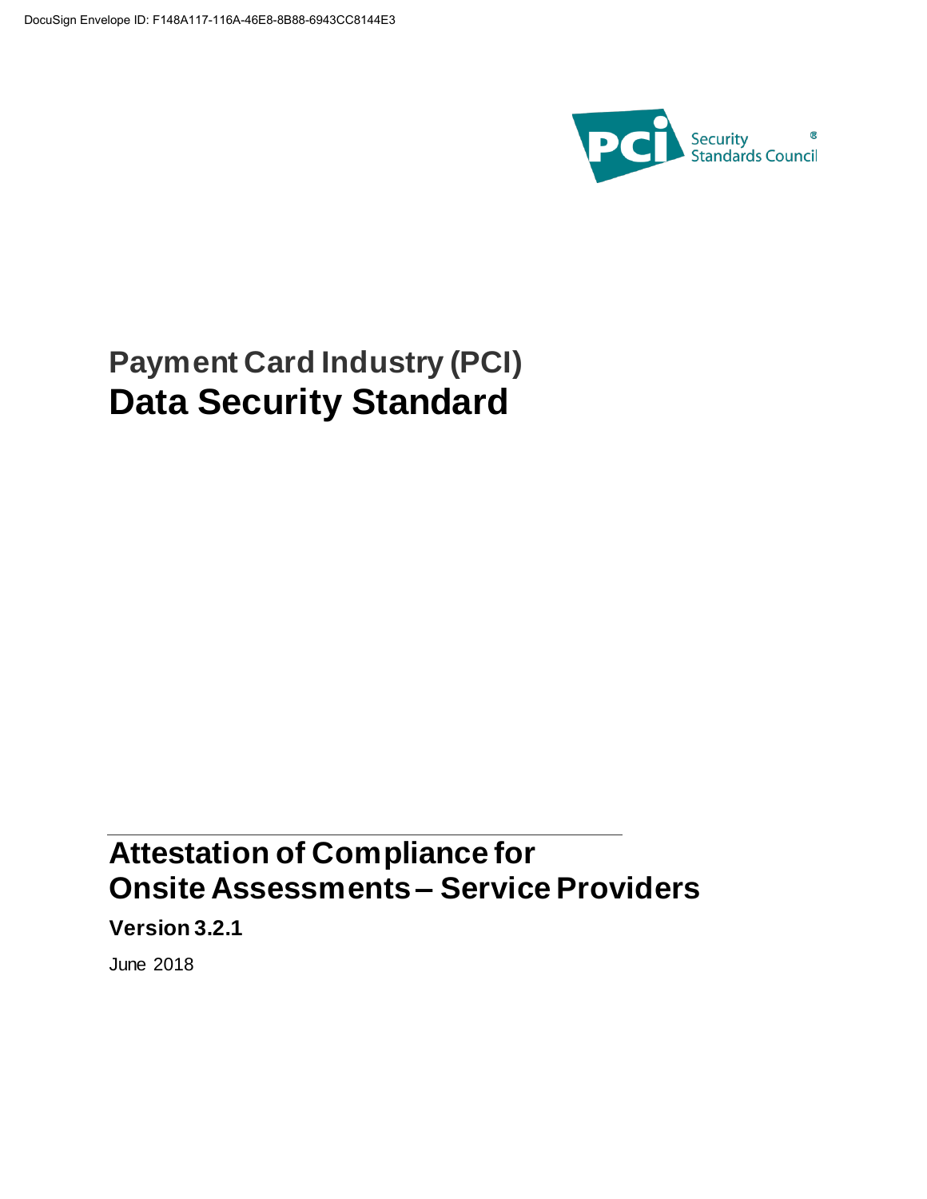DocuSign Envelope ID: F148A117-116A-46E8-8B88-6943CC8144E3

# Payment Card Industry (PCI)
# Data Security Standard

## Attestation of Compliance for Onsite Assessments – Service Providers

**Version 3.2.1**

June 2018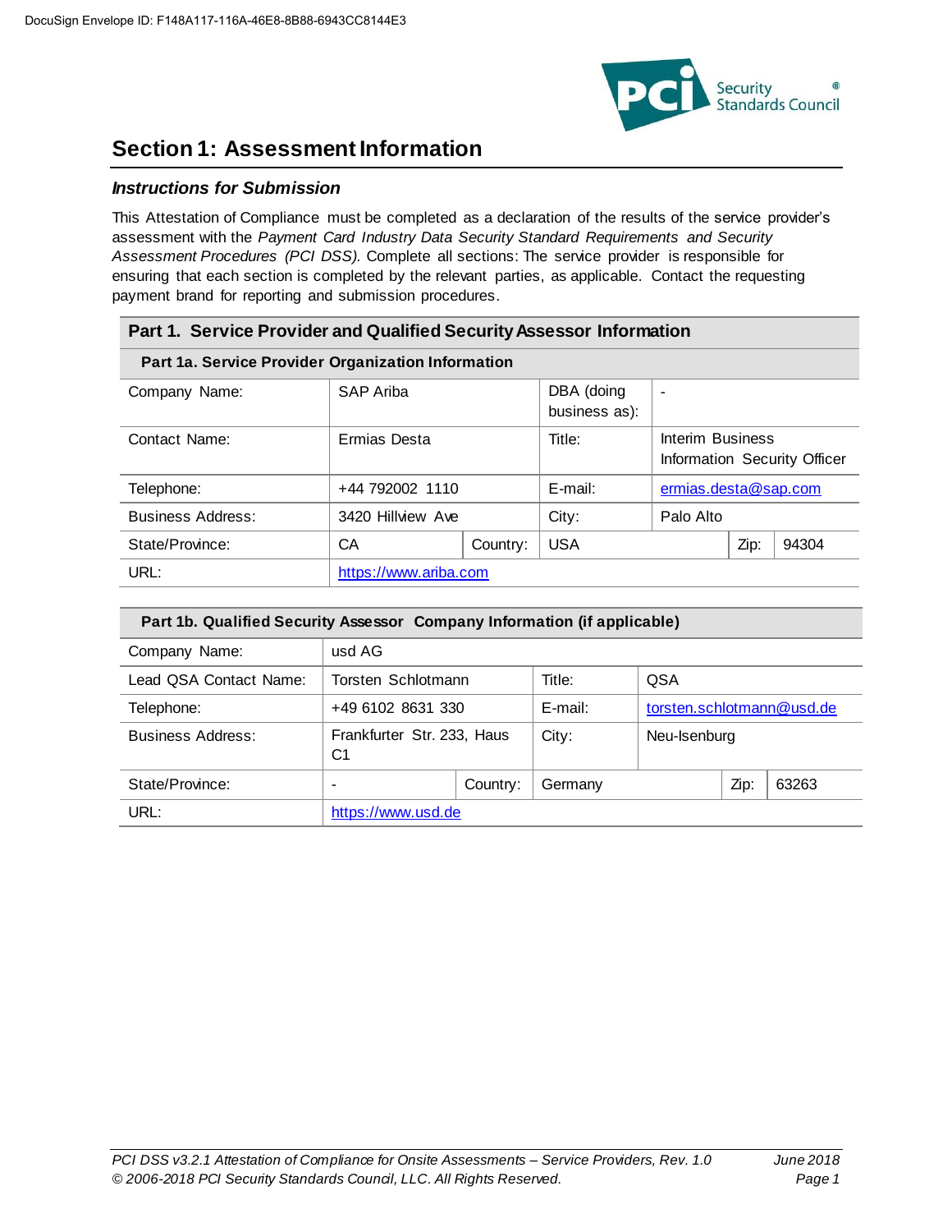## Section 1: Assessment Information

### *Instructions for Submission*

This Attestation of Compliance must be completed as a declaration of the results of the service provider's assessment with the *Payment Card Industry Data Security Standard Requirements and Security Assessment Procedures (PCI DSS).* Complete all sections: The service provider is responsible for ensuring that each section is completed by the relevant parties, as applicable. Contact the requesting payment brand for reporting and submission procedures.

**Part 1. Service Provider and Qualified Security Assessor Information**

| **Part 1a. Service Provider Organization Information** | | | | | | |
|---|---|---|---|---|---|---|
| Company Name: | SAP Ariba | | DBA (doing business as): | - | | |
| Contact Name: | Ermias Desta | | Title: | Interim Business Information Security Officer | | |
| Telephone: | +44 792002 1110 | | E-mail: | ermias.desta@sap.com | | |
| Business Address: | 3420 Hillview Ave | | City: | Palo Alto | | |
| State/Province: | CA | Country: | USA | | Zip: | 94304 |
| URL: | https://www.ariba.com | | | | | |

| **Part 1b. Qualified Security Assessor Company Information (if applicable)** | | | | | | |
|---|---|---|---|---|---|---|
| Company Name: | usd AG | | | | | |
| Lead QSA Contact Name: | Torsten Schlotmann | | Title: | QSA | | |
| Telephone: | +49 6102 8631 330 | | E-mail: | torsten.schlotmann@usd.de | | |
| Business Address: | Frankfurter Str. 233, Haus C1 | | City: | Neu-Isenburg | | |
| State/Province: | - | Country: | Germany | | Zip: | 63263 |
| URL: | https://www.usd.de | | | | | |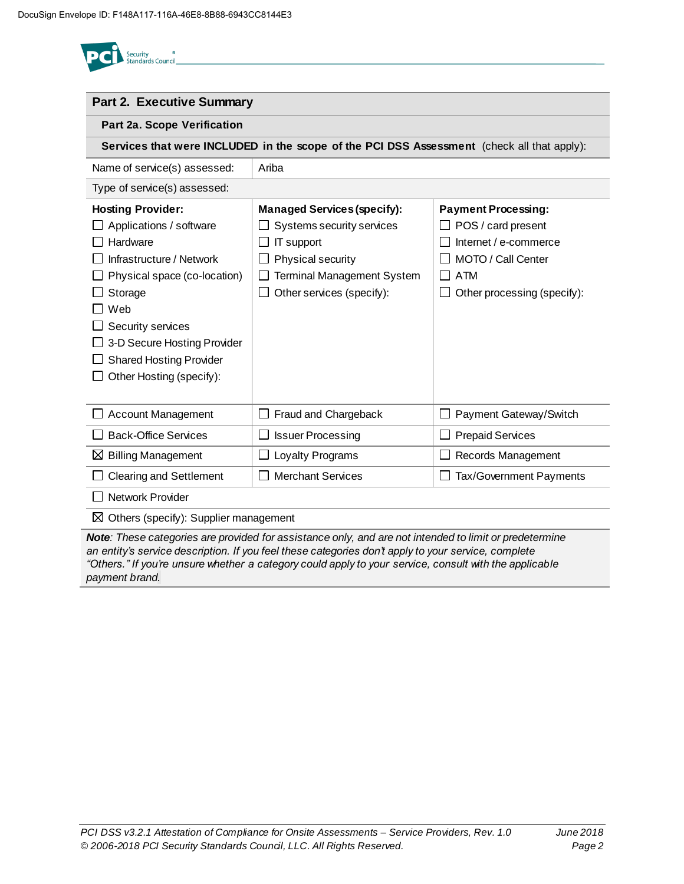## Part 2. Executive Summary

### Part 2a. Scope Verification

**Services that were INCLUDED in the scope of the PCI DSS Assessment** (check all that apply):

| Name of service(s) assessed: | Ariba | |
|---|---|---|
| Type of service(s) assessed: | | |
| **Hosting Provider:**<br>☐ Applications / software<br>☐ Hardware<br>☐ Infrastructure / Network<br>☐ Physical space (co-location)<br>☐ Storage<br>☐ Web<br>☐ Security services<br>☐ 3-D Secure Hosting Provider<br>☐ Shared Hosting Provider<br>☐ Other Hosting (specify): | **Managed Services (specify):**<br>☐ Systems security services<br>☐ IT support<br>☐ Physical security<br>☐ Terminal Management System<br>☐ Other services (specify): | **Payment Processing:**<br>☐ POS / card present<br>☐ Internet / e-commerce<br>☐ MOTO / Call Center<br>☐ ATM<br>☐ Other processing (specify): |
| ☐ Account Management | ☐ Fraud and Chargeback | ☐ Payment Gateway/Switch |
| ☐ Back-Office Services | ☐ Issuer Processing | ☐ Prepaid Services |
| ☒ Billing Management | ☐ Loyalty Programs | ☐ Records Management |
| ☐ Clearing and Settlement | ☐ Merchant Services | ☐ Tax/Government Payments |
| ☐ Network Provider | | |
| ☒ Others (specify): Supplier management | | |

***Note**: These categories are provided for assistance only, and are not intended to limit or predetermine an entity's service description. If you feel these categories don't apply to your service, complete "Others." If you're unsure whether a category could apply to your service, consult with the applicable payment brand.*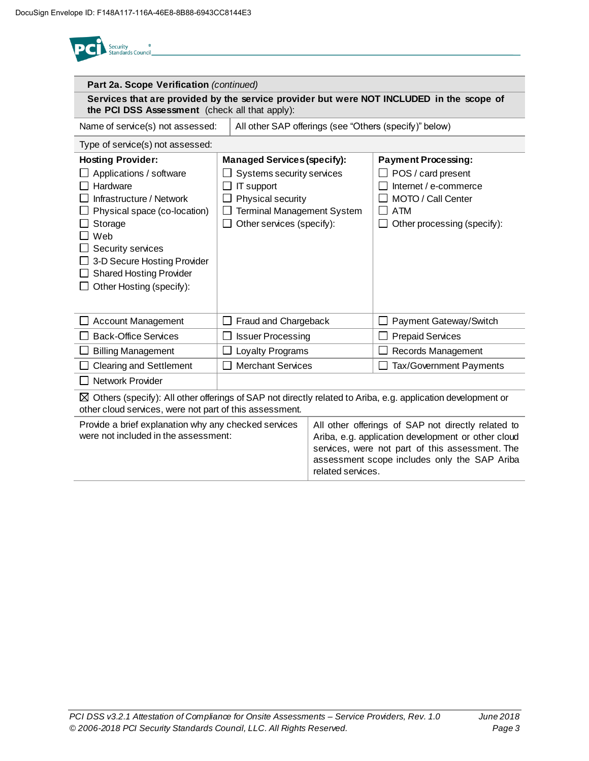| **Part 2a. Scope Verification** *(continued)* | | |
|---|---|---|
| **Services that are provided by the service provider but were NOT INCLUDED in the scope of the PCI DSS Assessment** (check all that apply): | | |
| Name of service(s) not assessed: | All other SAP offerings (see "Others (specify)" below) | |
| Type of service(s) not assessed: | | |
| **Hosting Provider:**<br>☐ Applications / software<br>☐ Hardware<br>☐ Infrastructure / Network<br>☐ Physical space (co-location)<br>☐ Storage<br>☐ Web<br>☐ Security services<br>☐ 3-D Secure Hosting Provider<br>☐ Shared Hosting Provider<br>☐ Other Hosting (specify): | **Managed Services (specify):**<br>☐ Systems security services<br>☐ IT support<br>☐ Physical security<br>☐ Terminal Management System<br>☐ Other services (specify): | **Payment Processing:**<br>☐ POS / card present<br>☐ Internet / e-commerce<br>☐ MOTO / Call Center<br>☐ ATM<br>☐ Other processing (specify): |
| ☐ Account Management | ☐ Fraud and Chargeback | ☐ Payment Gateway/Switch |
| ☐ Back-Office Services | ☐ Issuer Processing | ☐ Prepaid Services |
| ☐ Billing Management | ☐ Loyalty Programs | ☐ Records Management |
| ☐ Clearing and Settlement | ☐ Merchant Services | ☐ Tax/Government Payments |
| ☐ Network Provider | | |
| ☒ Others (specify): All other offerings of SAP not directly related to Ariba, e.g. application development or other cloud services, were not part of this assessment. | | |
| Provide a brief explanation why any checked services were not included in the assessment: | All other offerings of SAP not directly related to Ariba, e.g. application development or other cloud services, were not part of this assessment. The assessment scope includes only the SAP Ariba related services. | |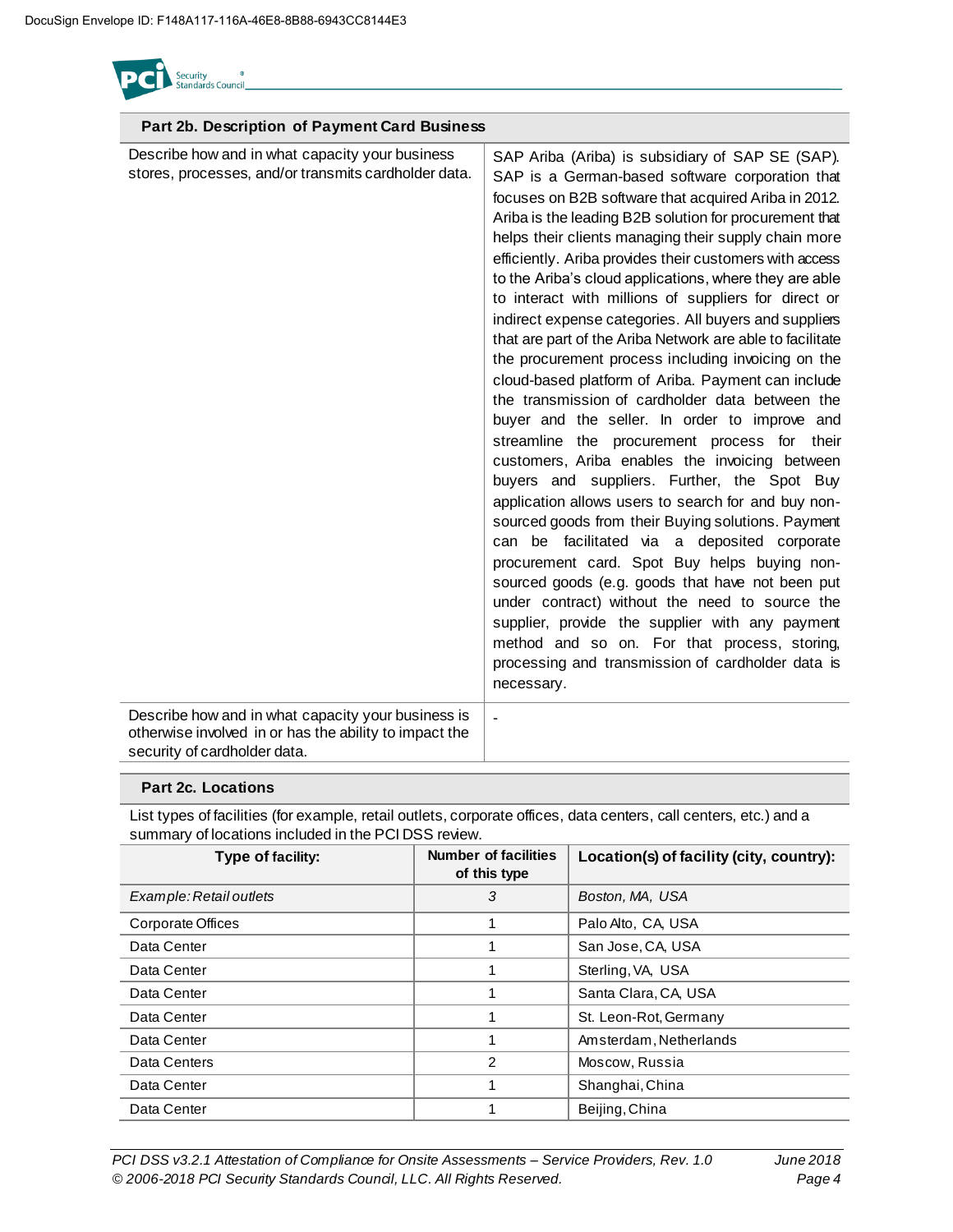## Part 2b. Description of Payment Card Business

| | |
|---|---|
| Describe how and in what capacity your business stores, processes, and/or transmits cardholder data. | SAP Ariba (Ariba) is subsidiary of SAP SE (SAP). SAP is a German-based software corporation that focuses on B2B software that acquired Ariba in 2012. Ariba is the leading B2B solution for procurement that helps their clients managing their supply chain more efficiently. Ariba provides their customers with access to the Ariba's cloud applications, where they are able to interact with millions of suppliers for direct or indirect expense categories. All buyers and suppliers that are part of the Ariba Network are able to facilitate the procurement process including invoicing on the cloud-based platform of Ariba. Payment can include the transmission of cardholder data between the buyer and the seller. In order to improve and streamline the procurement process for their customers, Ariba enables the invoicing between buyers and suppliers. Further, the Spot Buy application allows users to search for and buy non-sourced goods from their Buying solutions. Payment can be facilitated via a deposited corporate procurement card. Spot Buy helps buying non-sourced goods (e.g. goods that have not been put under contract) without the need to source the supplier, provide the supplier with any payment method and so on. For that process, storing, processing and transmission of cardholder data is necessary. |
| Describe how and in what capacity your business is otherwise involved in or has the ability to impact the security of cardholder data. | - |

## Part 2c. Locations

List types of facilities (for example, retail outlets, corporate offices, data centers, call centers, etc.) and a summary of locations included in the PCI DSS review.

| Type of facility: | Number of facilities of this type | Location(s) of facility (city, country): |
|---|---|---|
| *Example: Retail outlets* | *3* | *Boston, MA, USA* |
| Corporate Offices | 1 | Palo Alto, CA, USA |
| Data Center | 1 | San Jose, CA, USA |
| Data Center | 1 | Sterling, VA, USA |
| Data Center | 1 | Santa Clara, CA, USA |
| Data Center | 1 | St. Leon-Rot, Germany |
| Data Center | 1 | Amsterdam, Netherlands |
| Data Centers | 2 | Moscow, Russia |
| Data Center | 1 | Shanghai, China |
| Data Center | 1 | Beijing, China |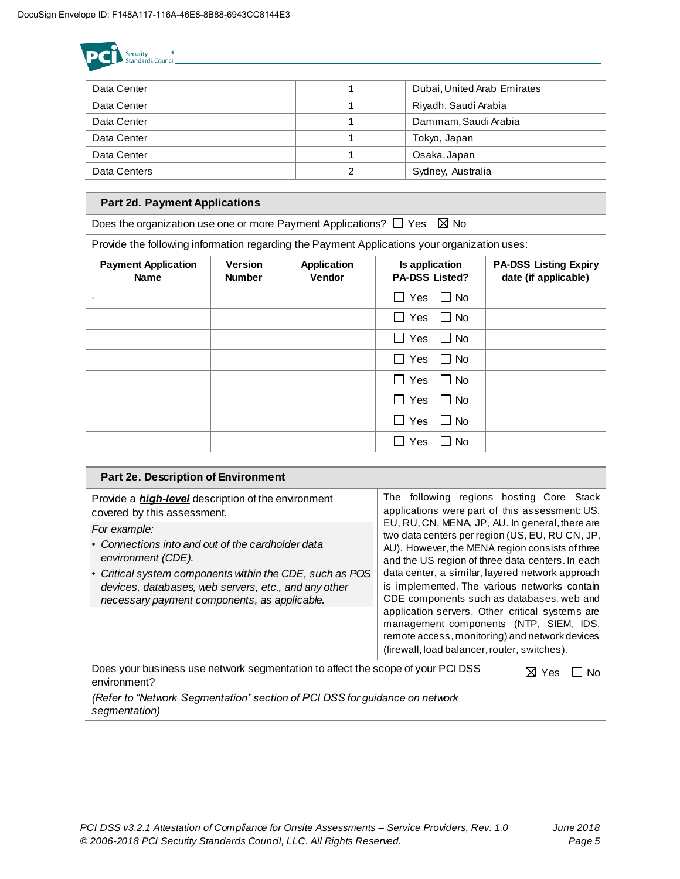| | | |
|---|---|---|
| Data Center | 1 | Dubai, United Arab Emirates |
| Data Center | 1 | Riyadh, Saudi Arabia |
| Data Center | 1 | Dammam, Saudi Arabia |
| Data Center | 1 | Tokyo, Japan |
| Data Center | 1 | Osaka, Japan |
| Data Centers | 2 | Sydney, Australia |

## Part 2d. Payment Applications

Does the organization use one or more Payment Applications? ☐ Yes ☒ No

Provide the following information regarding the Payment Applications your organization uses:

| Payment Application Name | Version Number | Application Vendor | Is application PA-DSS Listed? | PA-DSS Listing Expiry date (if applicable) |
|---|---|---|---|---|
| - | | | ☐ Yes ☐ No | |
| | | | ☐ Yes ☐ No | |
| | | | ☐ Yes ☐ No | |
| | | | ☐ Yes ☐ No | |
| | | | ☐ Yes ☐ No | |
| | | | ☐ Yes ☐ No | |
| | | | ☐ Yes ☐ No | |
| | | | ☐ Yes ☐ No | |

## Part 2e. Description of Environment

| | |
|---|---|
| Provide a ***high-level*** description of the environment covered by this assessment.<br>*For example:*<br>• *Connections into and out of the cardholder data environment (CDE).*<br>• *Critical system components within the CDE, such as POS devices, databases, web servers, etc., and any other necessary payment components, as applicable.* | The following regions hosting Core Stack applications were part of this assessment: US, EU, RU, CN, MENA, JP, AU. In general, there are two data centers per region (US, EU, RU CN, JP, AU). However, the MENA region consists of three and the US region of three data centers. In each data center, a similar, layered network approach is implemented. The various networks contain CDE components such as databases, web and application servers. Other critical systems are management components (NTP, SIEM, IDS, remote access, monitoring) and network devices (firewall, load balancer, router, switches). |
| Does your business use network segmentation to affect the scope of your PCI DSS environment?<br>*(Refer to "Network Segmentation" section of PCI DSS for guidance on network segmentation)* | ☒ Yes ☐ No |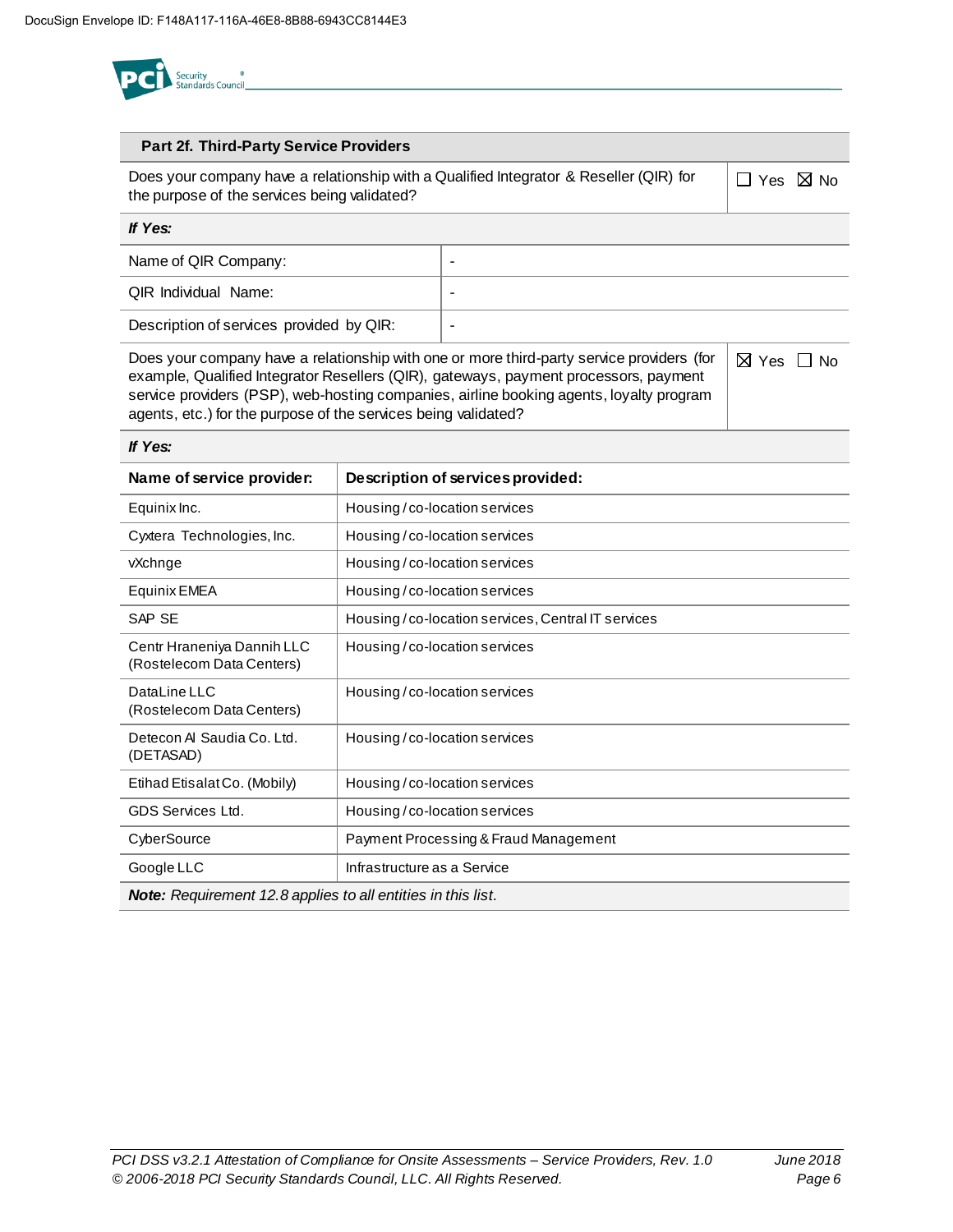| Part 2f. Third-Party Service Providers | |
|---|---|
| Does your company have a relationship with a Qualified Integrator & Reseller (QIR) for the purpose of the services being validated? | ☐ Yes ☒ No |
| ***If Yes:*** | |
| Name of QIR Company: | - |
| QIR Individual Name: | - |
| Description of services provided by QIR: | - |
| Does your company have a relationship with one or more third-party service providers (for example, Qualified Integrator Resellers (QIR), gateways, payment processors, payment service providers (PSP), web-hosting companies, airline booking agents, loyalty program agents, etc.) for the purpose of the services being validated? | ☒ Yes ☐ No |

***If Yes:***

| Name of service provider: | Description of services provided: |
|---|---|
| Equinix Inc. | Housing / co-location services |
| Cyxtera Technologies, Inc. | Housing / co-location services |
| vXchnge | Housing / co-location services |
| Equinix EMEA | Housing / co-location services |
| SAP SE | Housing / co-location services, Central IT services |
| Centr Hraneniya Dannih LLC (Rostelecom Data Centers) | Housing / co-location services |
| DataLine LLC (Rostelecom Data Centers) | Housing / co-location services |
| Detecon Al Saudia Co. Ltd. (DETASAD) | Housing / co-location services |
| Etihad Etisalat Co. (Mobily) | Housing / co-location services |
| GDS Services Ltd. | Housing / co-location services |
| CyberSource | Payment Processing & Fraud Management |
| Google LLC | Infrastructure as a Service |

***Note:*** *Requirement 12.8 applies to all entities in this list.*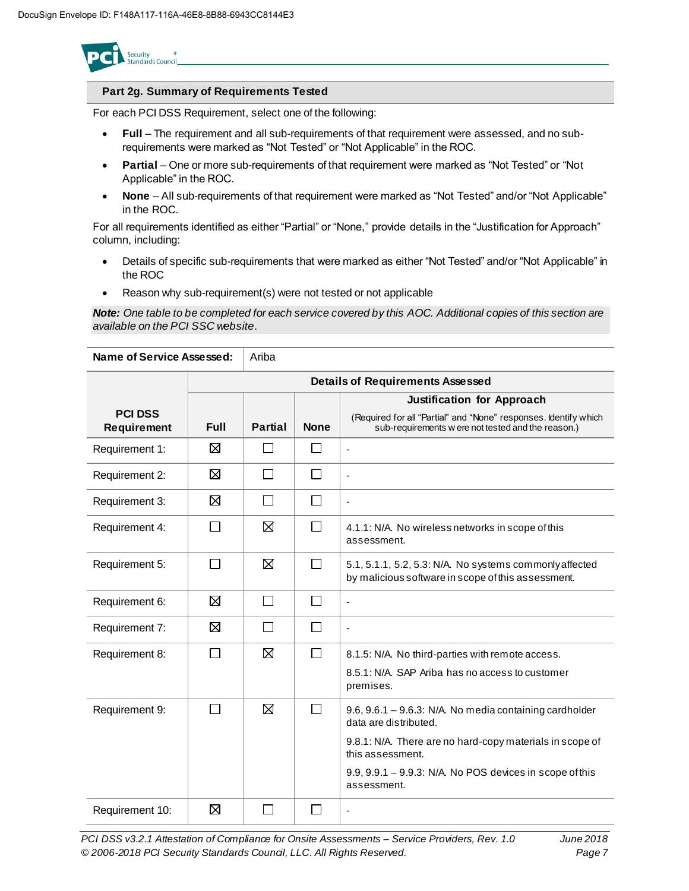## Part 2g. Summary of Requirements Tested

For each PCI DSS Requirement, select one of the following:

- **Full** – The requirement and all sub-requirements of that requirement were assessed, and no sub-requirements were marked as "Not Tested" or "Not Applicable" in the ROC.
- **Partial** – One or more sub-requirements of that requirement were marked as "Not Tested" or "Not Applicable" in the ROC.
- **None** – All sub-requirements of that requirement were marked as "Not Tested" and/or "Not Applicable" in the ROC.

For all requirements identified as either "Partial" or "None," provide details in the "Justification for Approach" column, including:

- Details of specific sub-requirements that were marked as either "Not Tested" and/or "Not Applicable" in the ROC
- Reason why sub-requirement(s) were not tested or not applicable

***Note:*** *One table to be completed for each service covered by this AOC. Additional copies of this section are available on the PCI SSC website.*

| **Name of Service Assessed:** | Ariba | | | |
|---|---|---|---|---|
| | **Details of Requirements Assessed** | | | |
| **PCI DSS Requirement** | **Full** | **Partial** | **None** | **Justification for Approach** (Required for all "Partial" and "None" responses. Identify which sub-requirements were not tested and the reason.) |
| Requirement 1: | ☒ | ☐ | ☐ | - |
| Requirement 2: | ☒ | ☐ | ☐ | - |
| Requirement 3: | ☒ | ☐ | ☐ | - |
| Requirement 4: | ☐ | ☒ | ☐ | 4.1.1: N/A. No wireless networks in scope of this assessment. |
| Requirement 5: | ☐ | ☒ | ☐ | 5.1, 5.1.1, 5.2, 5.3: N/A. No systems commonly affected by malicious software in scope of this assessment. |
| Requirement 6: | ☒ | ☐ | ☐ | - |
| Requirement 7: | ☒ | ☐ | ☐ | - |
| Requirement 8: | ☐ | ☒ | ☐ | 8.1.5: N/A. No third-parties with remote access.<br>8.5.1: N/A. SAP Ariba has no access to customer premises. |
| Requirement 9: | ☐ | ☒ | ☐ | 9.6, 9.6.1 – 9.6.3: N/A. No media containing cardholder data are distributed.<br>9.8.1: N/A. There are no hard-copy materials in scope of this assessment.<br>9.9, 9.9.1 – 9.9.3: N/A. No POS devices in scope of this assessment. |
| Requirement 10: | ☒ | ☐ | ☐ | - |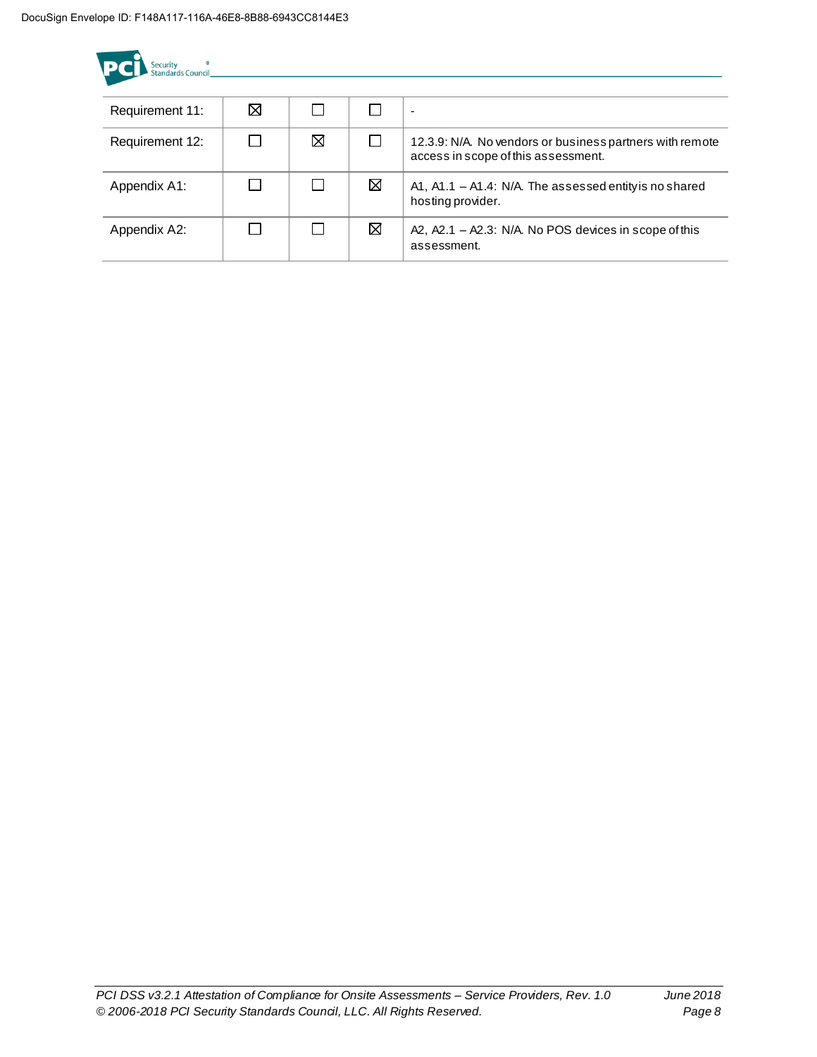| | | | | |
|---|---|---|---|---|
| Requirement 11: | ☒ | ☐ | ☐ | - |
| Requirement 12: | ☐ | ☒ | ☐ | 12.3.9: N/A. No vendors or business partners with remote access in scope of this assessment. |
| Appendix A1: | ☐ | ☐ | ☒ | A1, A1.1 – A1.4: N/A. The assessed entity is no shared hosting provider. |
| Appendix A2: | ☐ | ☐ | ☒ | A2, A2.1 – A2.3: N/A. No POS devices in scope of this assessment. |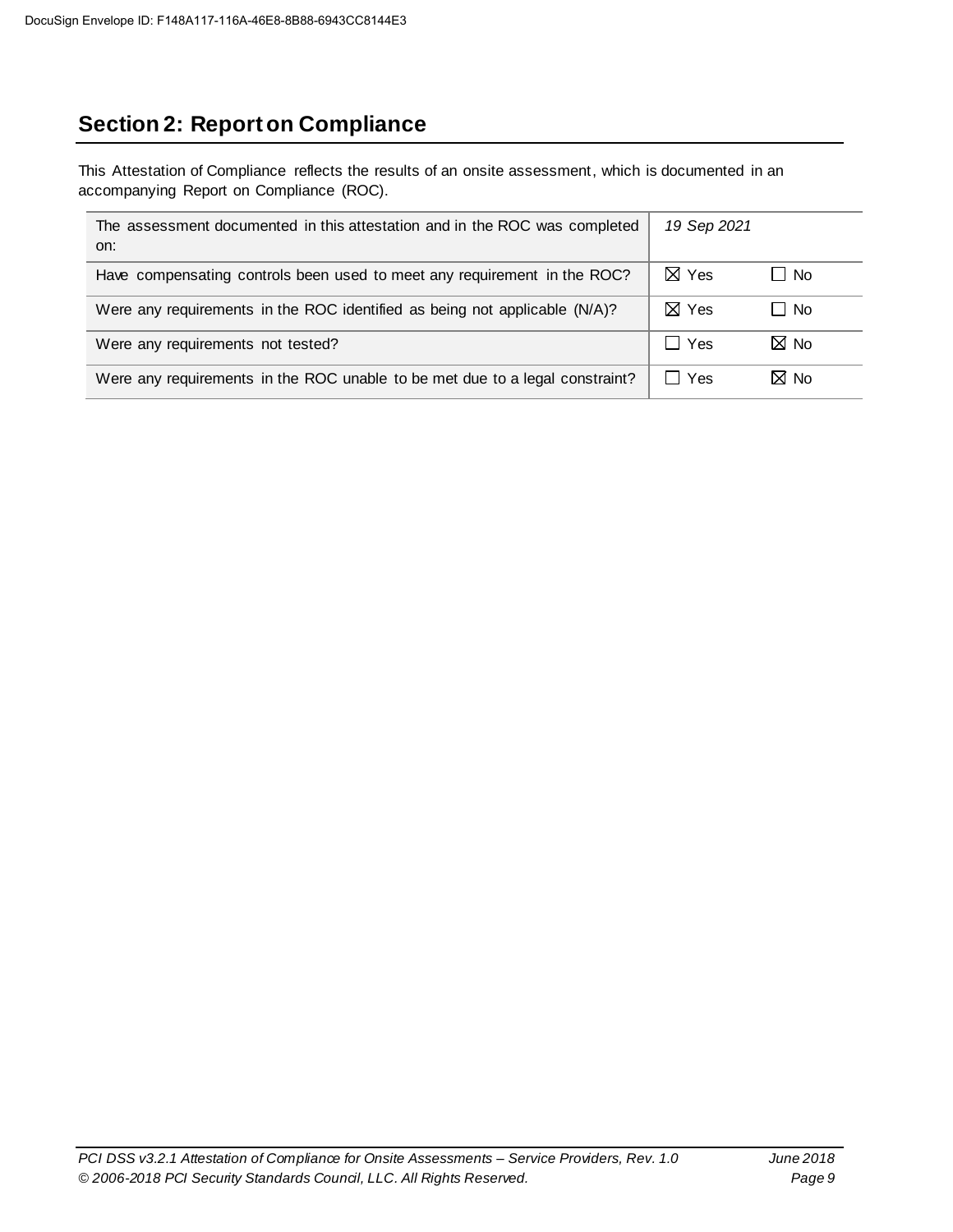## Section 2: Report on Compliance

This Attestation of Compliance reflects the results of an onsite assessment, which is documented in an accompanying Report on Compliance (ROC).

| | | |
|---|---|---|
| The assessment documented in this attestation and in the ROC was completed on: | *19 Sep 2021* | |
| Have compensating controls been used to meet any requirement in the ROC? | ☒ Yes | ☐ No |
| Were any requirements in the ROC identified as being not applicable (N/A)? | ☒ Yes | ☐ No |
| Were any requirements not tested? | ☐ Yes | ☒ No |
| Were any requirements in the ROC unable to be met due to a legal constraint? | ☐ Yes | ☒ No |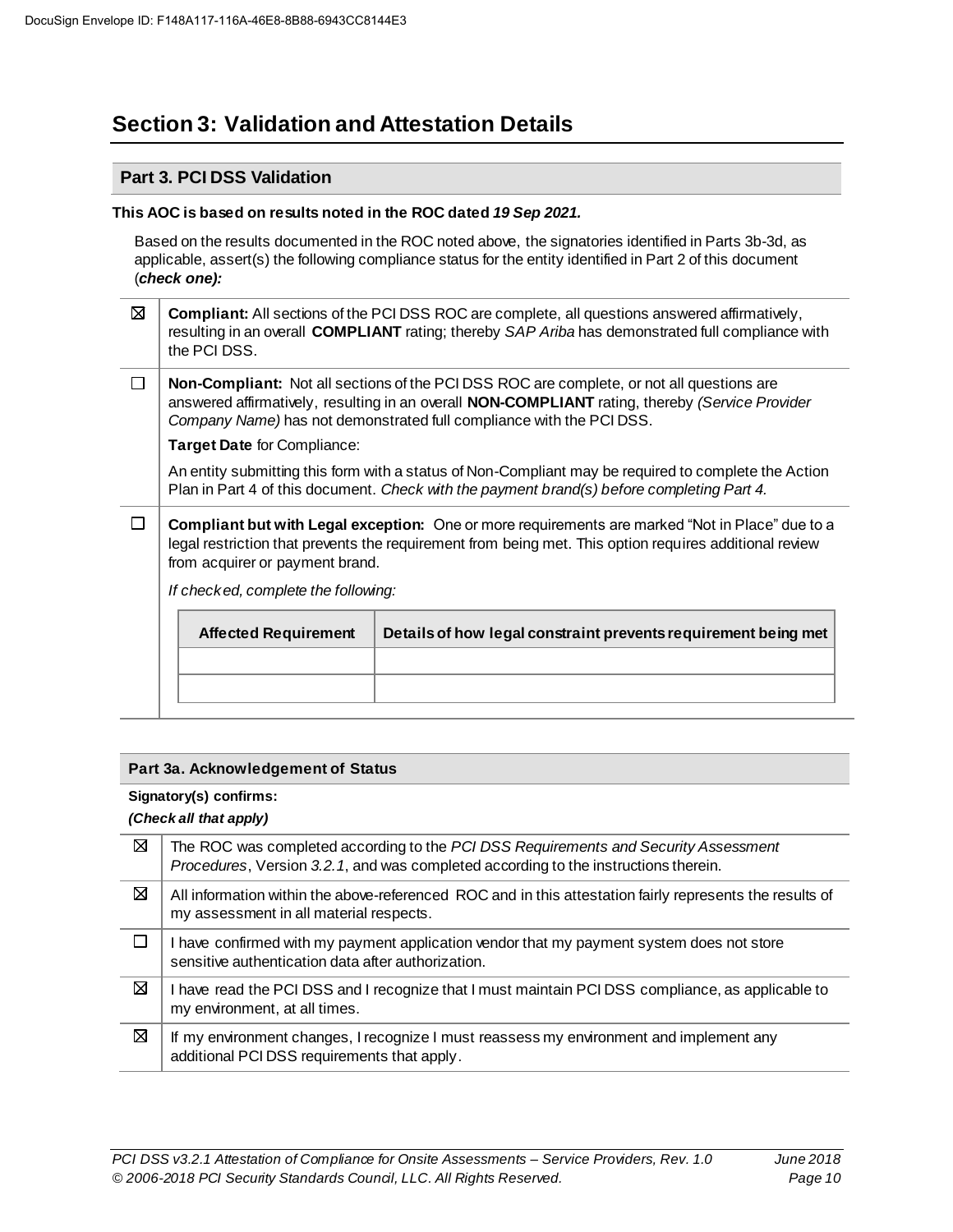# Section 3: Validation and Attestation Details

## Part 3. PCI DSS Validation

**This AOC is based on results noted in the ROC dated *19 Sep 2021.***

Based on the results documented in the ROC noted above, the signatories identified in Parts 3b-3d, as applicable, assert(s) the following compliance status for the entity identified in Part 2 of this document (***check one):***

| | |
|---|---|
| ☒ | **Compliant:** All sections of the PCI DSS ROC are complete, all questions answered affirmatively, resulting in an overall **COMPLIANT** rating; thereby *SAP Ariba* has demonstrated full compliance with the PCI DSS. |
| ☐ | **Non-Compliant:** Not all sections of the PCI DSS ROC are complete, or not all questions are answered affirmatively, resulting in an overall **NON-COMPLIANT** rating, thereby *(Service Provider Company Name)* has not demonstrated full compliance with the PCI DSS.<br><br>**Target Date** for Compliance:<br><br>An entity submitting this form with a status of Non-Compliant may be required to complete the Action Plan in Part 4 of this document. *Check with the payment brand(s) before completing Part 4.* |
| ☐ | **Compliant but with Legal exception:** One or more requirements are marked "Not in Place" due to a legal restriction that prevents the requirement from being met. This option requires additional review from acquirer or payment brand.<br><br>*If checked, complete the following:* |

| Affected Requirement | Details of how legal constraint prevents requirement being met |
|---|---|
| | |
| | |

### Part 3a. Acknowledgement of Status

**Signatory(s) confirms:**

***(Check all that apply)***

| | |
|---|---|
| ☒ | The ROC was completed according to the *PCI DSS Requirements and Security Assessment Procedures*, Version *3.2.1*, and was completed according to the instructions therein. |
| ☒ | All information within the above-referenced ROC and in this attestation fairly represents the results of my assessment in all material respects. |
| ☐ | I have confirmed with my payment application vendor that my payment system does not store sensitive authentication data after authorization. |
| ☒ | I have read the PCI DSS and I recognize that I must maintain PCI DSS compliance, as applicable to my environment, at all times. |
| ☒ | If my environment changes, I recognize I must reassess my environment and implement any additional PCI DSS requirements that apply. |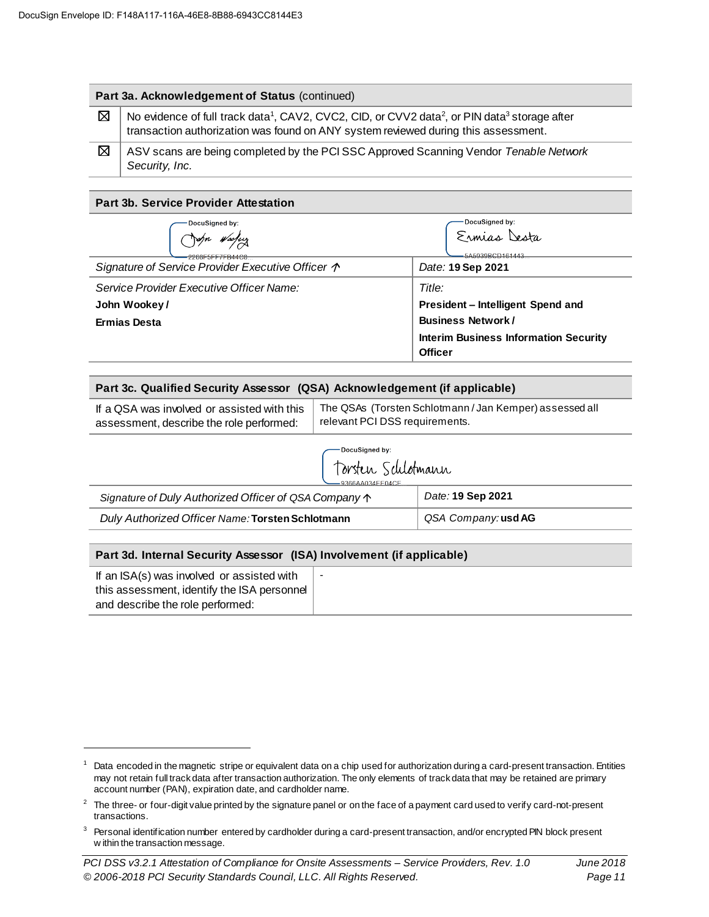DocuSign Envelope ID: F148A117-116A-46E8-8B88-6943CC8144E3

| Part 3a. Acknowledgement of Status (continued) | |
|---|---|
| ☒ | No evidence of full track data[1], CAV2, CVC2, CID, or CVV2 data[2], or PIN data[3] storage after transaction authorization was found on ANY system reviewed during this assessment. |
| ☒ | ASV scans are being completed by the PCI SSC Approved Scanning Vendor *Tenable Network Security, Inc.* |

| Part 3b. Service Provider Attestation | |
|---|---|
| DocuSigned by: John Wookey 2268F5FF7FB44C8... | DocuSigned by: Ermias Desta 5A5939BCD161443... |
| *Signature of Service Provider Executive Officer ↑* | *Date:* **19 Sep 2021** |
| *Service Provider Executive Officer Name:* **John Wookey / Ermias Desta** | *Title:* **President – Intelligent Spend and Business Network / Interim Business Information Security Officer** |

| Part 3c. Qualified Security Assessor (QSA) Acknowledgement (if applicable) | |
|---|---|
| If a QSA was involved or assisted with this assessment, describe the role performed: | The QSAs (Torsten Schlotmann / Jan Kemper) assessed all relevant PCI DSS requirements. |
| | DocuSigned by: Torsten Schlotmann 9366AA034EE04CE... |
| *Signature of Duly Authorized Officer of QSA Company ↑* | *Date:* **19 Sep 2021** |
| *Duly Authorized Officer Name:* **Torsten Schlotmann** | *QSA Company:* **usd AG** |

| Part 3d. Internal Security Assessor (ISA) Involvement (if applicable) | |
|---|---|
| If an ISA(s) was involved or assisted with this assessment, identify the ISA personnel and describe the role performed: | - |

[1] Data encoded in the magnetic stripe or equivalent data on a chip used for authorization during a card-present transaction. Entities may not retain full track data after transaction authorization. The only elements of track data that may be retained are primary account number (PAN), expiration date, and cardholder name.

[2] The three- or four-digit value printed by the signature panel or on the face of a payment card used to verify card-not-present transactions.

[3] Personal identification number entered by cardholder during a card-present transaction, and/or encrypted PIN block present within the transaction message.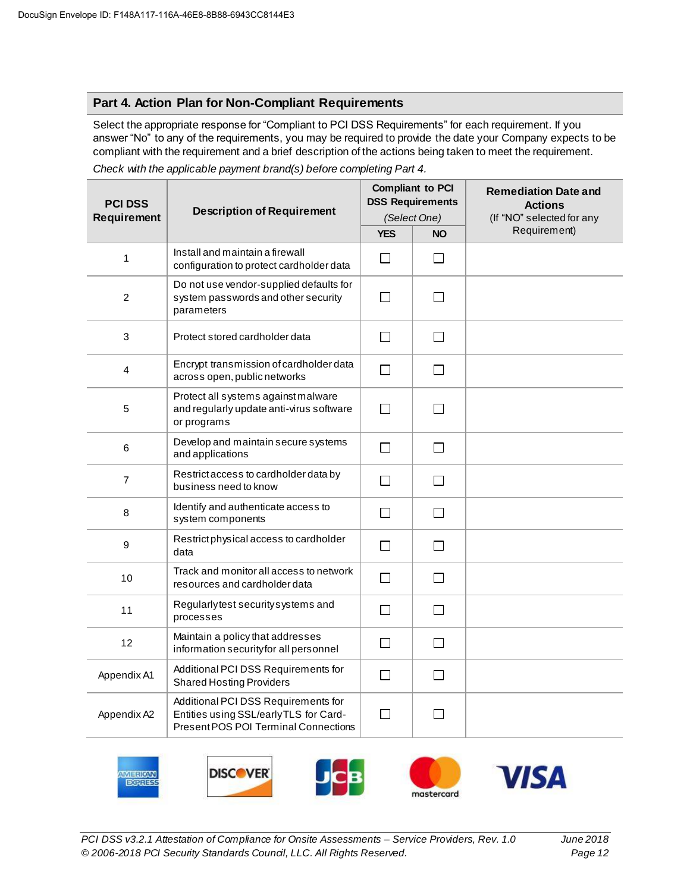## Part 4. Action Plan for Non-Compliant Requirements

Select the appropriate response for "Compliant to PCI DSS Requirements" for each requirement. If you answer "No" to any of the requirements, you may be required to provide the date your Company expects to be compliant with the requirement and a brief description of the actions being taken to meet the requirement.

*Check with the applicable payment brand(s) before completing Part 4.*

| PCI DSS Requirement | Description of Requirement | Compliant to PCI DSS Requirements *(Select One)* | | Remediation Date and Actions (If "NO" selected for any Requirement) |
|---|---|---|---|---|
| | | YES | NO | |
| 1 | Install and maintain a firewall configuration to protect cardholder data | ☐ | ☐ | |
| 2 | Do not use vendor-supplied defaults for system passwords and other security parameters | ☐ | ☐ | |
| 3 | Protect stored cardholder data | ☐ | ☐ | |
| 4 | Encrypt transmission of cardholder data across open, public networks | ☐ | ☐ | |
| 5 | Protect all systems against malware and regularly update anti-virus software or programs | ☐ | ☐ | |
| 6 | Develop and maintain secure systems and applications | ☐ | ☐ | |
| 7 | Restrict access to cardholder data by business need to know | ☐ | ☐ | |
| 8 | Identify and authenticate access to system components | ☐ | ☐ | |
| 9 | Restrict physical access to cardholder data | ☐ | ☐ | |
| 10 | Track and monitor all access to network resources and cardholder data | ☐ | ☐ | |
| 11 | Regularly test security systems and processes | ☐ | ☐ | |
| 12 | Maintain a policy that addresses information security for all personnel | ☐ | ☐ | |
| Appendix A1 | Additional PCI DSS Requirements for Shared Hosting Providers | ☐ | ☐ | |
| Appendix A2 | Additional PCI DSS Requirements for Entities using SSL/early TLS for Card-Present POS POI Terminal Connections | ☐ | ☐ | |